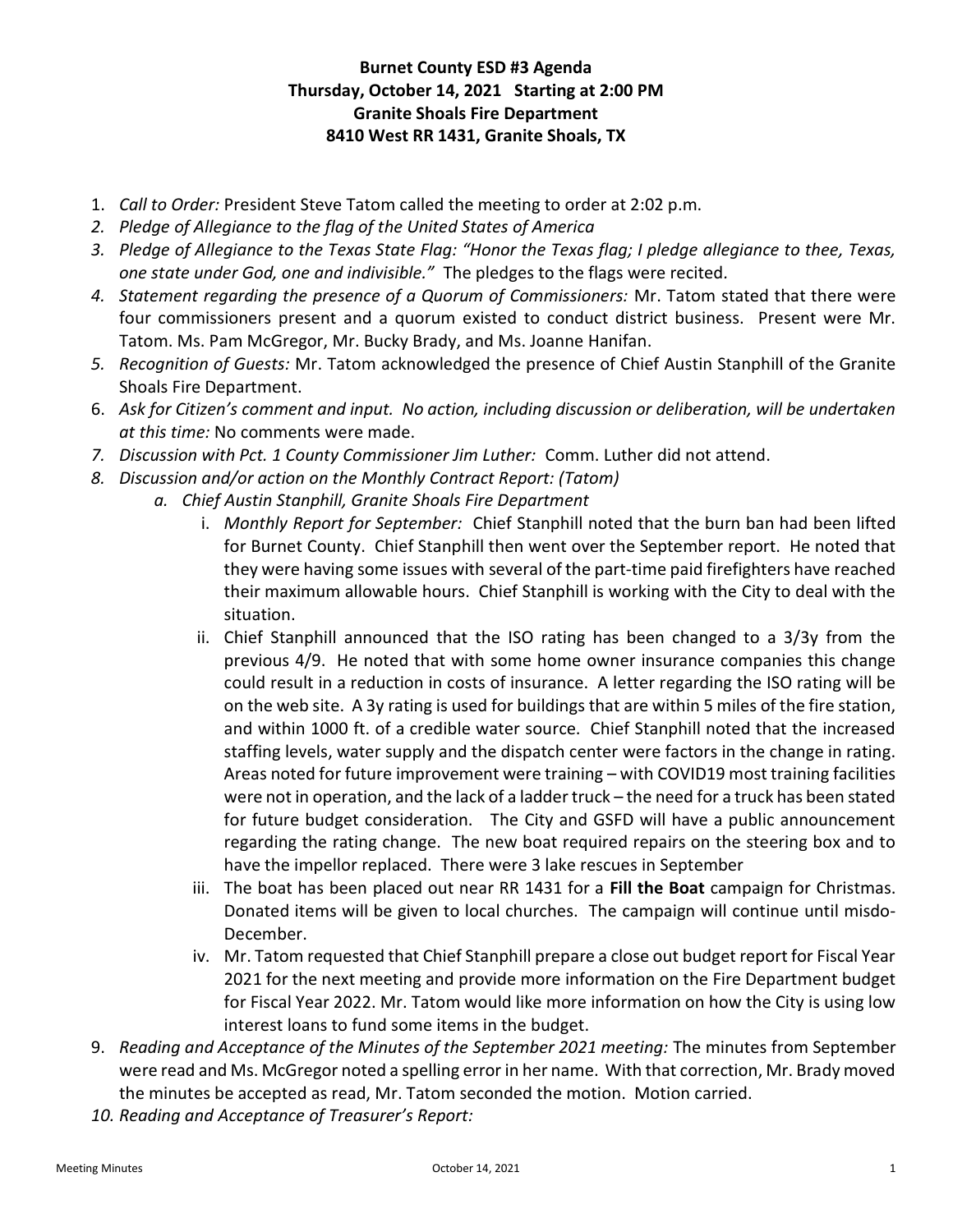**Burnet County ESD #3 Agenda**
**Thursday, October 14, 2021 Starting at 2:00 PM**
**Granite Shoals Fire Department**
**8410 West RR 1431, Granite Shoals, TX**

1. *Call to Order:* President Steve Tatom called the meeting to order at 2:02 p.m.
2. *Pledge of Allegiance to the flag of the United States of America*
3. *Pledge of Allegiance to the Texas State Flag: "Honor the Texas flag; I pledge allegiance to thee, Texas, one state under God, one and indivisible."* The pledges to the flags were recited.
4. *Statement regarding the presence of a Quorum of Commissioners:* Mr. Tatom stated that there were four commissioners present and a quorum existed to conduct district business. Present were Mr. Tatom. Ms. Pam McGregor, Mr. Bucky Brady, and Ms. Joanne Hanifan.
5. *Recognition of Guests:* Mr. Tatom acknowledged the presence of Chief Austin Stanphill of the Granite Shoals Fire Department.
6. *Ask for Citizen's comment and input. No action, including discussion or deliberation, will be undertaken at this time:* No comments were made.
7. *Discussion with Pct. 1 County Commissioner Jim Luther:* Comm. Luther did not attend.
8. *Discussion and/or action on the Monthly Contract Report: (Tatom)*
   a. *Chief Austin Stanphill, Granite Shoals Fire Department*
      i. *Monthly Report for September:* Chief Stanphill noted that the burn ban had been lifted for Burnet County. Chief Stanphill then went over the September report. He noted that they were having some issues with several of the part-time paid firefighters have reached their maximum allowable hours. Chief Stanphill is working with the City to deal with the situation.
      ii. Chief Stanphill announced that the ISO rating has been changed to a 3/3y from the previous 4/9. He noted that with some home owner insurance companies this change could result in a reduction in costs of insurance. A letter regarding the ISO rating will be on the web site. A 3y rating is used for buildings that are within 5 miles of the fire station, and within 1000 ft. of a credible water source. Chief Stanphill noted that the increased staffing levels, water supply and the dispatch center were factors in the change in rating. Areas noted for future improvement were training – with COVID19 most training facilities were not in operation, and the lack of a ladder truck – the need for a truck has been stated for future budget consideration. The City and GSFD will have a public announcement regarding the rating change. The new boat required repairs on the steering box and to have the impellor replaced. There were 3 lake rescues in September
      iii. The boat has been placed out near RR 1431 for a **Fill the Boat** campaign for Christmas. Donated items will be given to local churches. The campaign will continue until misdo-December.
      iv. Mr. Tatom requested that Chief Stanphill prepare a close out budget report for Fiscal Year 2021 for the next meeting and provide more information on the Fire Department budget for Fiscal Year 2022. Mr. Tatom would like more information on how the City is using low interest loans to fund some items in the budget.
9. *Reading and Acceptance of the Minutes of the September 2021 meeting:* The minutes from September were read and Ms. McGregor noted a spelling error in her name. With that correction, Mr. Brady moved the minutes be accepted as read, Mr. Tatom seconded the motion. Motion carried.
10. *Reading and Acceptance of Treasurer's Report:*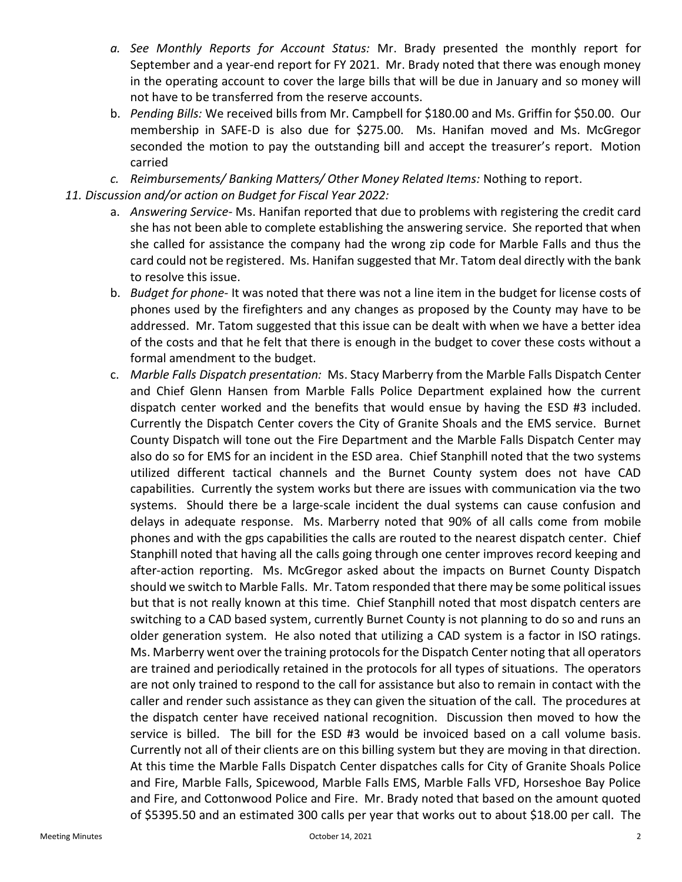*a. See Monthly Reports for Account Status:* Mr. Brady presented the monthly report for September and a year-end report for FY 2021. Mr. Brady noted that there was enough money in the operating account to cover the large bills that will be due in January and so money will not have to be transferred from the reserve accounts.

b. *Pending Bills:* We received bills from Mr. Campbell for $180.00 and Ms. Griffin for $50.00. Our membership in SAFE-D is also due for $275.00. Ms. Hanifan moved and Ms. McGregor seconded the motion to pay the outstanding bill and accept the treasurer's report. Motion carried

*c. Reimbursements/ Banking Matters/ Other Money Related Items:* Nothing to report.

*11. Discussion and/or action on Budget for Fiscal Year 2022:*

a. *Answering Service*- Ms. Hanifan reported that due to problems with registering the credit card she has not been able to complete establishing the answering service. She reported that when she called for assistance the company had the wrong zip code for Marble Falls and thus the card could not be registered. Ms. Hanifan suggested that Mr. Tatom deal directly with the bank to resolve this issue.

b. *Budget for phone*- It was noted that there was not a line item in the budget for license costs of phones used by the firefighters and any changes as proposed by the County may have to be addressed. Mr. Tatom suggested that this issue can be dealt with when we have a better idea of the costs and that he felt that there is enough in the budget to cover these costs without a formal amendment to the budget.

c. *Marble Falls Dispatch presentation:* Ms. Stacy Marberry from the Marble Falls Dispatch Center and Chief Glenn Hansen from Marble Falls Police Department explained how the current dispatch center worked and the benefits that would ensue by having the ESD #3 included. Currently the Dispatch Center covers the City of Granite Shoals and the EMS service. Burnet County Dispatch will tone out the Fire Department and the Marble Falls Dispatch Center may also do so for EMS for an incident in the ESD area. Chief Stanphill noted that the two systems utilized different tactical channels and the Burnet County system does not have CAD capabilities. Currently the system works but there are issues with communication via the two systems. Should there be a large-scale incident the dual systems can cause confusion and delays in adequate response. Ms. Marberry noted that 90% of all calls come from mobile phones and with the gps capabilities the calls are routed to the nearest dispatch center. Chief Stanphill noted that having all the calls going through one center improves record keeping and after-action reporting. Ms. McGregor asked about the impacts on Burnet County Dispatch should we switch to Marble Falls. Mr. Tatom responded that there may be some political issues but that is not really known at this time. Chief Stanphill noted that most dispatch centers are switching to a CAD based system, currently Burnet County is not planning to do so and runs an older generation system. He also noted that utilizing a CAD system is a factor in ISO ratings. Ms. Marberry went over the training protocols for the Dispatch Center noting that all operators are trained and periodically retained in the protocols for all types of situations. The operators are not only trained to respond to the call for assistance but also to remain in contact with the caller and render such assistance as they can given the situation of the call. The procedures at the dispatch center have received national recognition. Discussion then moved to how the service is billed. The bill for the ESD #3 would be invoiced based on a call volume basis. Currently not all of their clients are on this billing system but they are moving in that direction. At this time the Marble Falls Dispatch Center dispatches calls for City of Granite Shoals Police and Fire, Marble Falls, Spicewood, Marble Falls EMS, Marble Falls VFD, Horseshoe Bay Police and Fire, and Cottonwood Police and Fire. Mr. Brady noted that based on the amount quoted of $5395.50 and an estimated 300 calls per year that works out to about $18.00 per call. The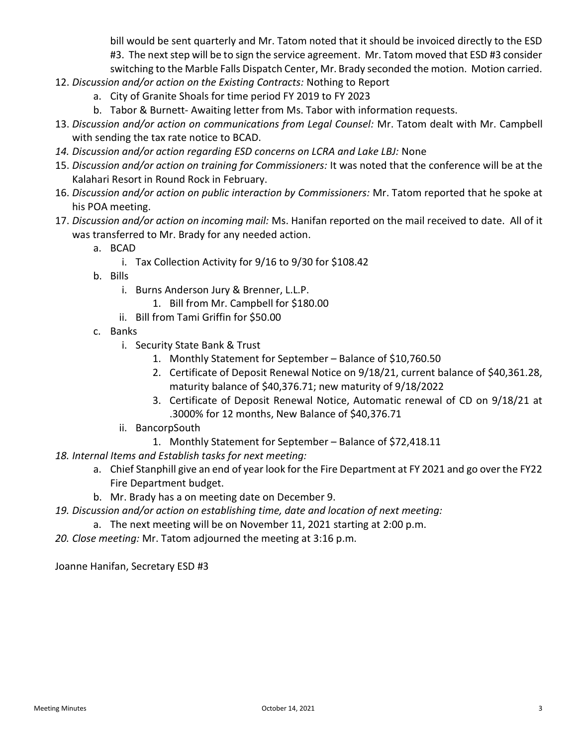bill would be sent quarterly and Mr. Tatom noted that it should be invoiced directly to the ESD #3. The next step will be to sign the service agreement. Mr. Tatom moved that ESD #3 consider switching to the Marble Falls Dispatch Center, Mr. Brady seconded the motion. Motion carried.

12. *Discussion and/or action on the Existing Contracts:* Nothing to Report
    a. City of Granite Shoals for time period FY 2019 to FY 2023
    b. Tabor & Burnett- Awaiting letter from Ms. Tabor with information requests.
13. *Discussion and/or action on communications from Legal Counsel:* Mr. Tatom dealt with Mr. Campbell with sending the tax rate notice to BCAD.
14. *Discussion and/or action regarding ESD concerns on LCRA and Lake LBJ:* None
15. *Discussion and/or action on training for Commissioners:* It was noted that the conference will be at the Kalahari Resort in Round Rock in February.
16. *Discussion and/or action on public interaction by Commissioners:* Mr. Tatom reported that he spoke at his POA meeting.
17. *Discussion and/or action on incoming mail:* Ms. Hanifan reported on the mail received to date. All of it was transferred to Mr. Brady for any needed action.
    a. BCAD
        i. Tax Collection Activity for 9/16 to 9/30 for $108.42
    b. Bills
        i. Burns Anderson Jury & Brenner, L.L.P.
            1. Bill from Mr. Campbell for $180.00
        ii. Bill from Tami Griffin for $50.00
    c. Banks
        i. Security State Bank & Trust
            1. Monthly Statement for September – Balance of $10,760.50
            2. Certificate of Deposit Renewal Notice on 9/18/21, current balance of $40,361.28, maturity balance of $40,376.71; new maturity of 9/18/2022
            3. Certificate of Deposit Renewal Notice, Automatic renewal of CD on 9/18/21 at .3000% for 12 months, New Balance of $40,376.71
        ii. BancorpSouth
            1. Monthly Statement for September – Balance of $72,418.11
18. *Internal Items and Establish tasks for next meeting:*
    a. Chief Stanphill give an end of year look for the Fire Department at FY 2021 and go over the FY22 Fire Department budget.
    b. Mr. Brady has a on meeting date on December 9.
19. *Discussion and/or action on establishing time, date and location of next meeting:*
    a. The next meeting will be on November 11, 2021 starting at 2:00 p.m.
20. *Close meeting:* Mr. Tatom adjourned the meeting at 3:16 p.m.

Joanne Hanifan, Secretary ESD #3